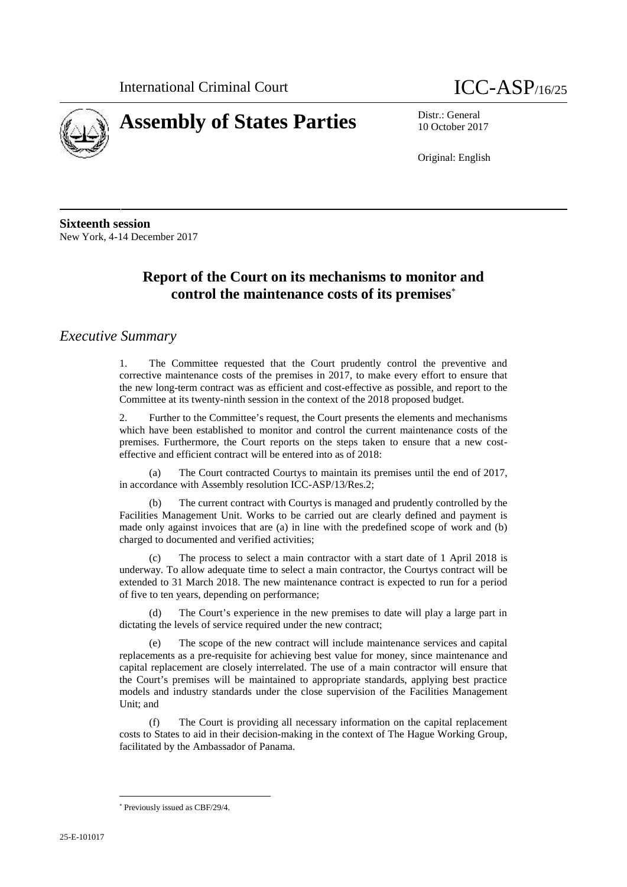International Criminal Court ICC-ASP/16/25

# Assembly of States Parties

Distr.: General
10 October 2017

Original: English

**Sixteenth session**
New York, 4-14 December 2017

## Report of the Court on its mechanisms to monitor and control the maintenance costs of its premises*

## *Executive Summary*

1. The Committee requested that the Court prudently control the preventive and corrective maintenance costs of the premises in 2017, to make every effort to ensure that the new long-term contract was as efficient and cost-effective as possible, and report to the Committee at its twenty-ninth session in the context of the 2018 proposed budget.

2. Further to the Committee's request, the Court presents the elements and mechanisms which have been established to monitor and control the current maintenance costs of the premises. Furthermore, the Court reports on the steps taken to ensure that a new cost-effective and efficient contract will be entered into as of 2018:

(a) The Court contracted Courtys to maintain its premises until the end of 2017, in accordance with Assembly resolution ICC-ASP/13/Res.2;

(b) The current contract with Courtys is managed and prudently controlled by the Facilities Management Unit. Works to be carried out are clearly defined and payment is made only against invoices that are (a) in line with the predefined scope of work and (b) charged to documented and verified activities;

(c) The process to select a main contractor with a start date of 1 April 2018 is underway. To allow adequate time to select a main contractor, the Courtys contract will be extended to 31 March 2018. The new maintenance contract is expected to run for a period of five to ten years, depending on performance;

(d) The Court's experience in the new premises to date will play a large part in dictating the levels of service required under the new contract;

(e) The scope of the new contract will include maintenance services and capital replacements as a pre-requisite for achieving best value for money, since maintenance and capital replacement are closely interrelated. The use of a main contractor will ensure that the Court's premises will be maintained to appropriate standards, applying best practice models and industry standards under the close supervision of the Facilities Management Unit; and

(f) The Court is providing all necessary information on the capital replacement costs to States to aid in their decision-making in the context of The Hague Working Group, facilitated by the Ambassador of Panama.

---

* Previously issued as CBF/29/4.

25-E-101017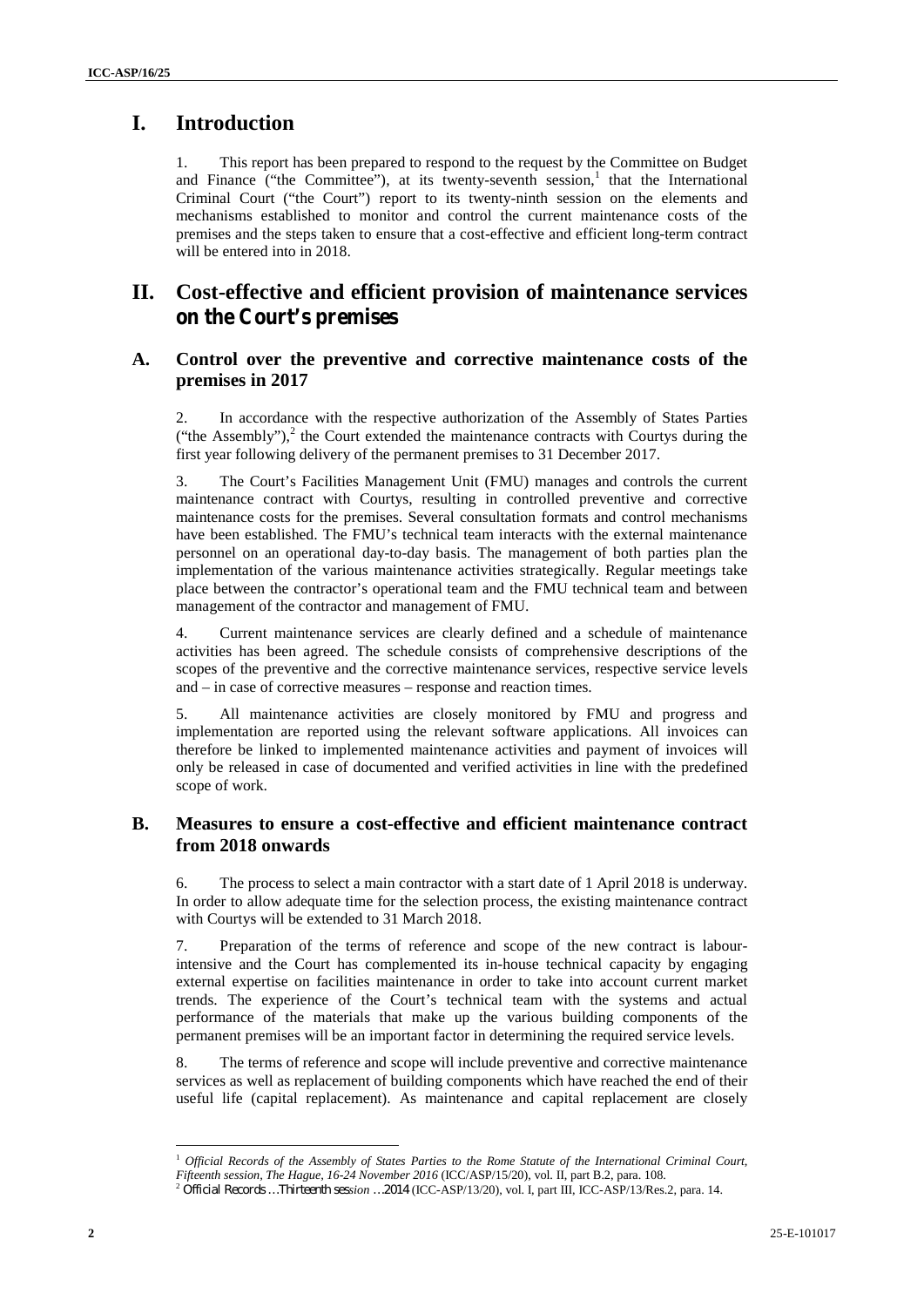# I. Introduction

1. This report has been prepared to respond to the request by the Committee on Budget and Finance ("the Committee"), at its twenty-seventh session,[1] that the International Criminal Court ("the Court") report to its twenty-ninth session on the elements and mechanisms established to monitor and control the current maintenance costs of the premises and the steps taken to ensure that a cost-effective and efficient long-term contract will be entered into in 2018.

# II. Cost-effective and efficient provision of maintenance services on the Court's premises

## A. Control over the preventive and corrective maintenance costs of the premises in 2017

2. In accordance with the respective authorization of the Assembly of States Parties ("the Assembly"),[2] the Court extended the maintenance contracts with Courtys during the first year following delivery of the permanent premises to 31 December 2017.

3. The Court's Facilities Management Unit (FMU) manages and controls the current maintenance contract with Courtys, resulting in controlled preventive and corrective maintenance costs for the premises. Several consultation formats and control mechanisms have been established. The FMU's technical team interacts with the external maintenance personnel on an operational day-to-day basis. The management of both parties plan the implementation of the various maintenance activities strategically. Regular meetings take place between the contractor's operational team and the FMU technical team and between management of the contractor and management of FMU.

4. Current maintenance services are clearly defined and a schedule of maintenance activities has been agreed. The schedule consists of comprehensive descriptions of the scopes of the preventive and the corrective maintenance services, respective service levels and – in case of corrective measures – response and reaction times.

5. All maintenance activities are closely monitored by FMU and progress and implementation are reported using the relevant software applications. All invoices can therefore be linked to implemented maintenance activities and payment of invoices will only be released in case of documented and verified activities in line with the predefined scope of work.

## B. Measures to ensure a cost-effective and efficient maintenance contract from 2018 onwards

6. The process to select a main contractor with a start date of 1 April 2018 is underway. In order to allow adequate time for the selection process, the existing maintenance contract with Courtys will be extended to 31 March 2018.

7. Preparation of the terms of reference and scope of the new contract is labour-intensive and the Court has complemented its in-house technical capacity by engaging external expertise on facilities maintenance in order to take into account current market trends. The experience of the Court's technical team with the systems and actual performance of the materials that make up the various building components of the permanent premises will be an important factor in determining the required service levels.

8. The terms of reference and scope will include preventive and corrective maintenance services as well as replacement of building components which have reached the end of their useful life (capital replacement). As maintenance and capital replacement are closely

---

[1] *Official Records of the Assembly of States Parties to the Rome Statute of the International Criminal Court, Fifteenth session, The Hague, 16-24 November 2016* (ICC/ASP/15/20), vol. II, part B.2, para. 108.

[2] *Official Records … Thirteenth session … 2014* (ICC-ASP/13/20), vol. I, part III, ICC-ASP/13/Res.2, para. 14.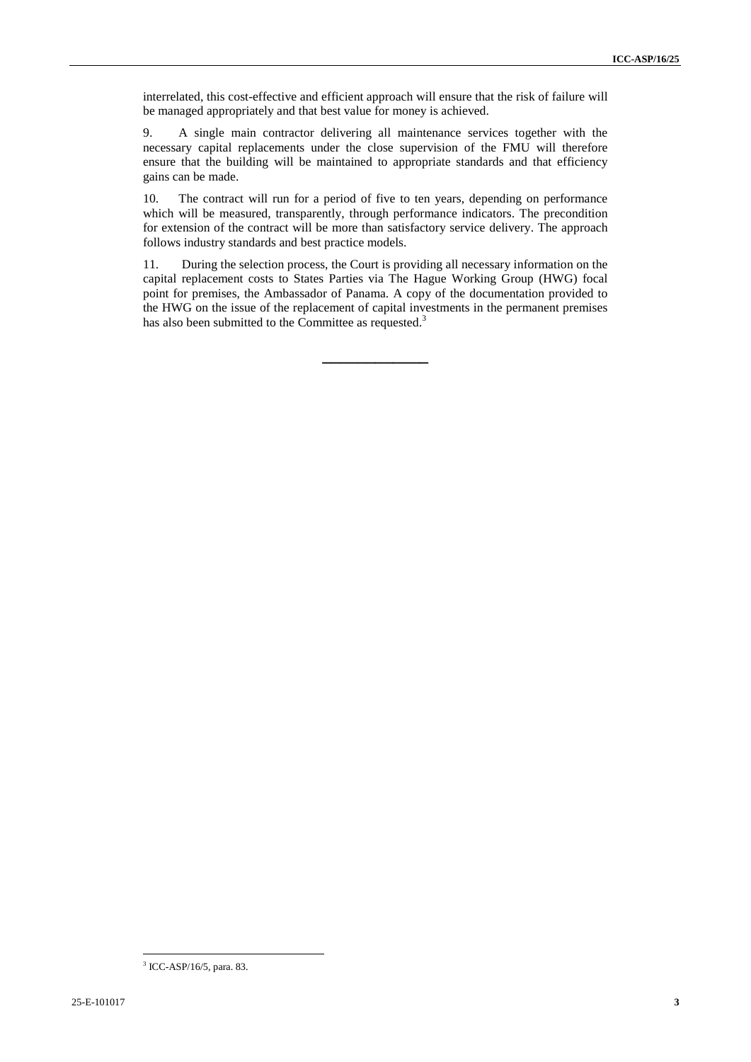interrelated, this cost-effective and efficient approach will ensure that the risk of failure will be managed appropriately and that best value for money is achieved.

9. A single main contractor delivering all maintenance services together with the necessary capital replacements under the close supervision of the FMU will therefore ensure that the building will be maintained to appropriate standards and that efficiency gains can be made.

10. The contract will run for a period of five to ten years, depending on performance which will be measured, transparently, through performance indicators. The precondition for extension of the contract will be more than satisfactory service delivery. The approach follows industry standards and best practice models.

11. During the selection process, the Court is providing all necessary information on the capital replacement costs to States Parties via The Hague Working Group (HWG) focal point for premises, the Ambassador of Panama. A copy of the documentation provided to the HWG on the issue of the replacement of capital investments in the permanent premises has also been submitted to the Committee as requested.[3]

---

[3] ICC-ASP/16/5, para. 83.